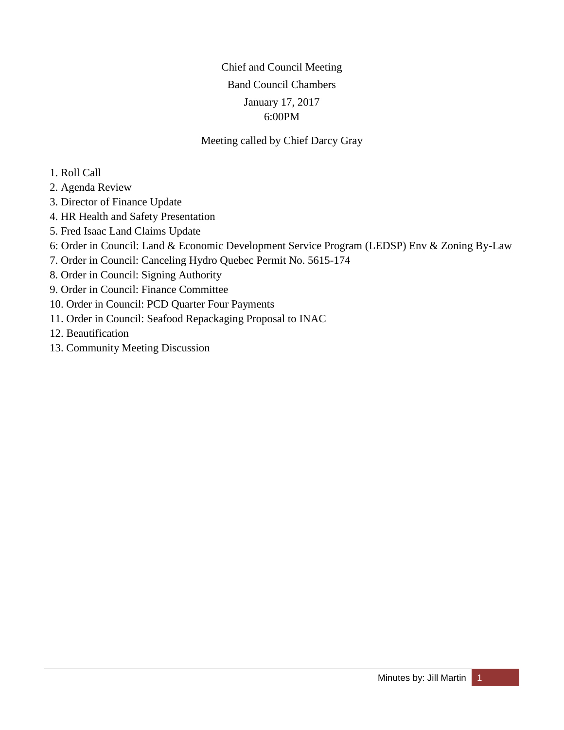Chief and Council Meeting

Band Council Chambers

January 17, 2017

6:00PM

Meeting called by Chief Darcy Gray

1. Roll Call
2. Agenda Review
3. Director of Finance Update
4. HR Health and Safety Presentation
5. Fred Isaac Land Claims Update
6: Order in Council: Land & Economic Development Service Program (LEDSP) Env & Zoning By-Law
7. Order in Council: Canceling Hydro Quebec Permit No. 5615-174
8. Order in Council: Signing Authority
9. Order in Council: Finance Committee
10. Order in Council: PCD Quarter Four Payments
11. Order in Council: Seafood Repackaging Proposal to INAC
12. Beautification
13. Community Meeting Discussion

Minutes by: Jill Martin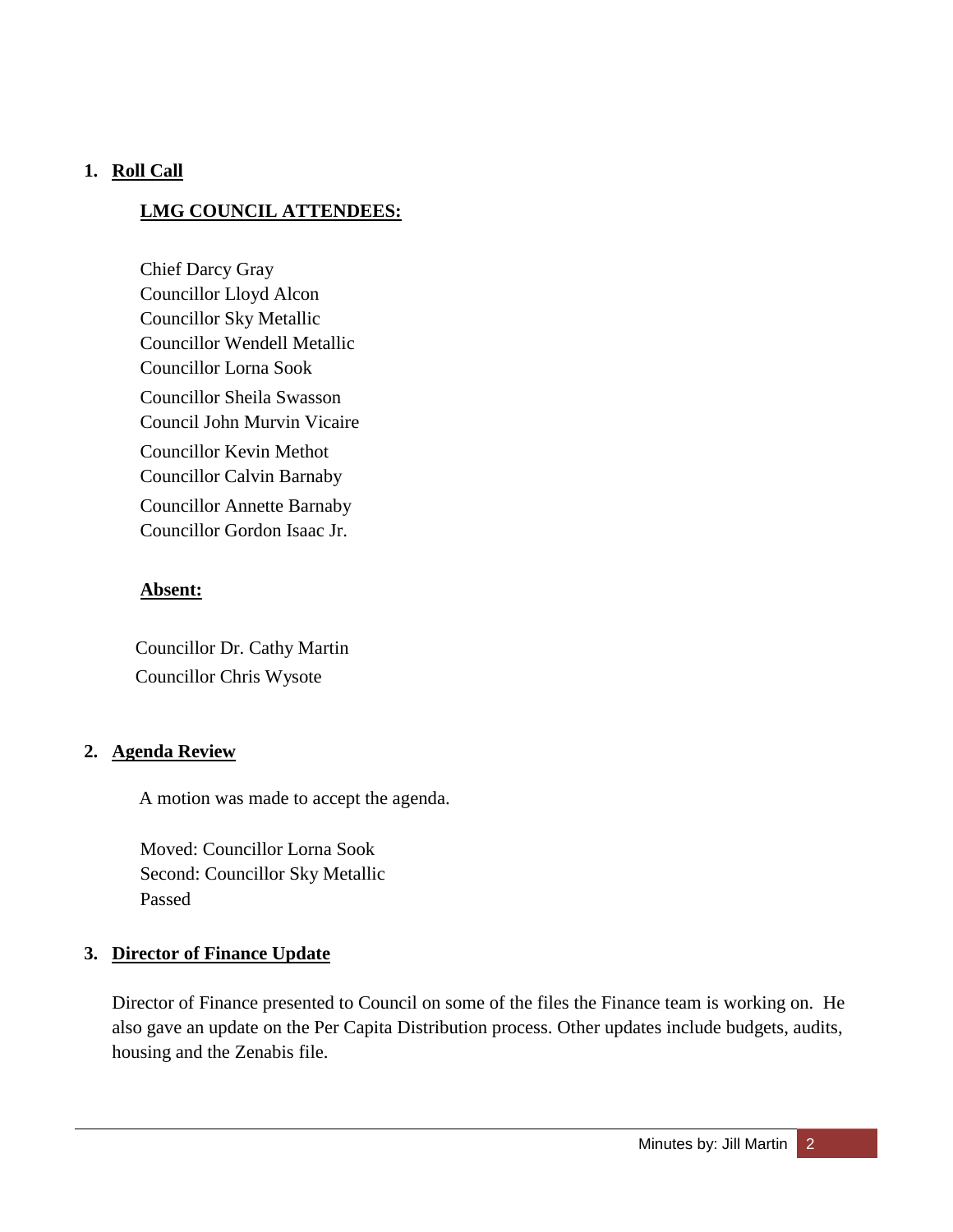1. **Roll Call**

   **LMG COUNCIL ATTENDEES:**

   Chief Darcy Gray
   Councillor Lloyd Alcon
   Councillor Sky Metallic
   Councillor Wendell Metallic
   Councillor Lorna Sook
   Councillor Sheila Swasson
   Council John Murvin Vicaire
   Councillor Kevin Methot
   Councillor Calvin Barnaby
   Councillor Annette Barnaby
   Councillor Gordon Isaac Jr.

   **Absent:**

   Councillor Dr. Cathy Martin
   Councillor Chris Wysote

2. **Agenda Review**

   A motion was made to accept the agenda.

   Moved: Councillor Lorna Sook
   Second: Councillor Sky Metallic
   Passed

3. **Director of Finance Update**

   Director of Finance presented to Council on some of the files the Finance team is working on. He also gave an update on the Per Capita Distribution process. Other updates include budgets, audits, housing and the Zenabis file.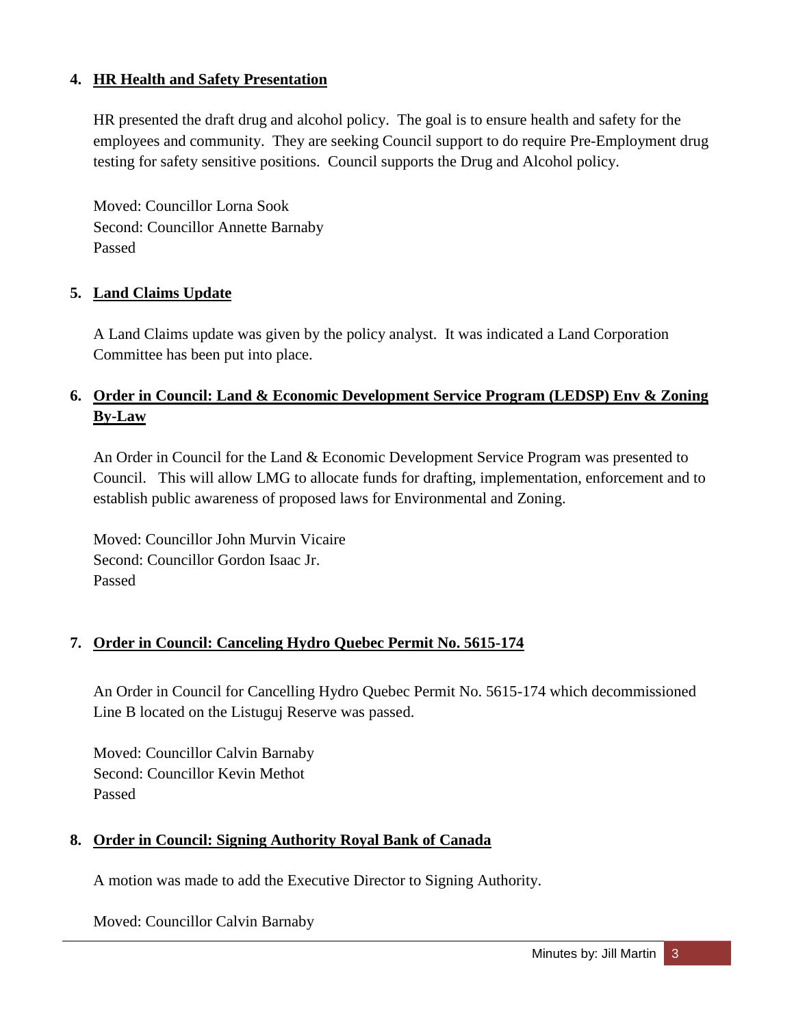**4. HR Health and Safety Presentation**

HR presented the draft drug and alcohol policy. The goal is to ensure health and safety for the employees and community. They are seeking Council support to do require Pre-Employment drug testing for safety sensitive positions. Council supports the Drug and Alcohol policy.

Moved: Councillor Lorna Sook
Second: Councillor Annette Barnaby
Passed

**5. Land Claims Update**

A Land Claims update was given by the policy analyst. It was indicated a Land Corporation Committee has been put into place.

**6. Order in Council: Land & Economic Development Service Program (LEDSP) Env & Zoning By-Law**

An Order in Council for the Land & Economic Development Service Program was presented to Council. This will allow LMG to allocate funds for drafting, implementation, enforcement and to establish public awareness of proposed laws for Environmental and Zoning.

Moved: Councillor John Murvin Vicaire
Second: Councillor Gordon Isaac Jr.
Passed

**7. Order in Council: Canceling Hydro Quebec Permit No. 5615-174**

An Order in Council for Cancelling Hydro Quebec Permit No. 5615-174 which decommissioned Line B located on the Listuguj Reserve was passed.

Moved: Councillor Calvin Barnaby
Second: Councillor Kevin Methot
Passed

**8. Order in Council: Signing Authority Royal Bank of Canada**

A motion was made to add the Executive Director to Signing Authority.

Moved: Councillor Calvin Barnaby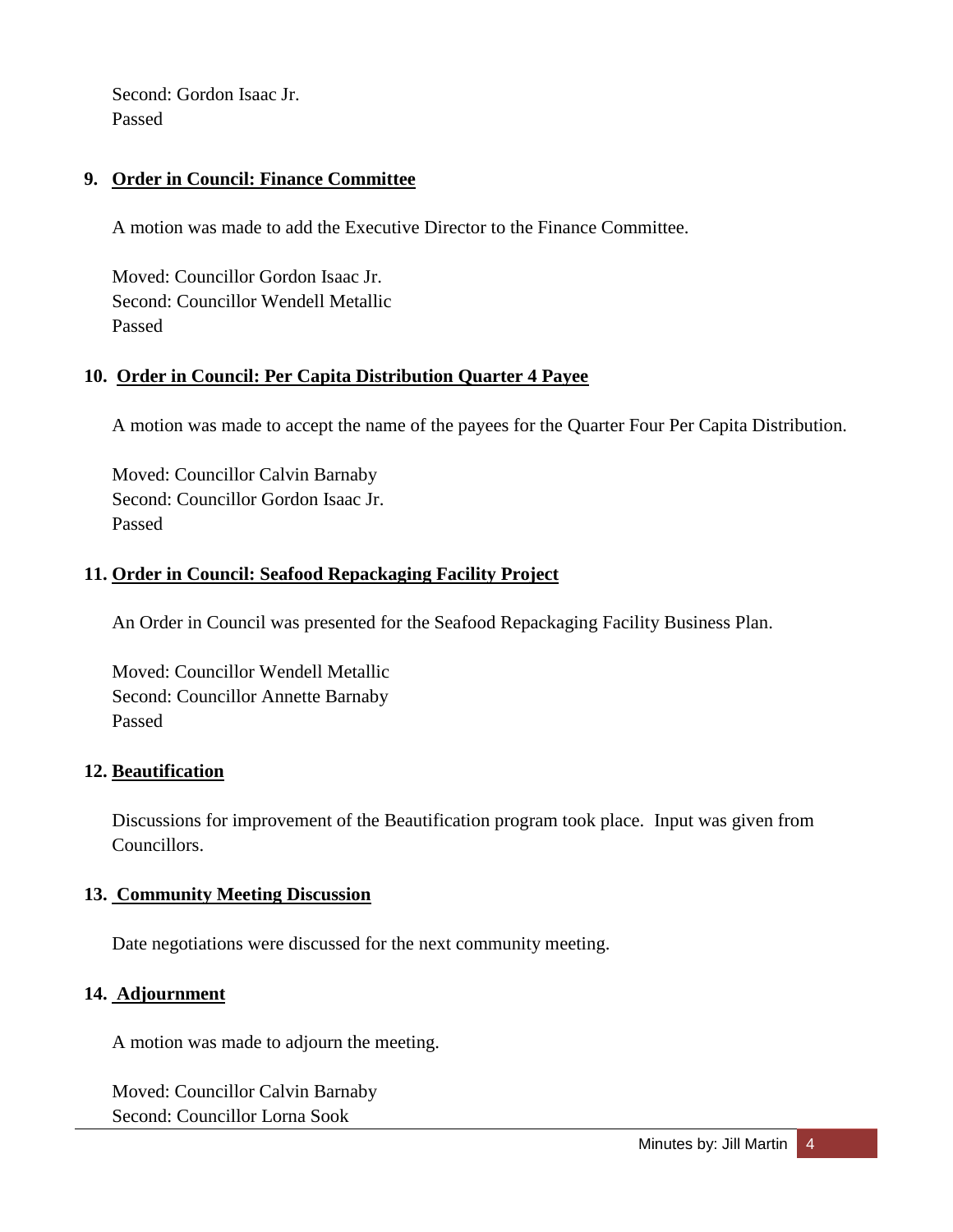Second: Gordon Isaac Jr.
Passed

**9. Order in Council: Finance Committee**

A motion was made to add the Executive Director to the Finance Committee.

Moved: Councillor Gordon Isaac Jr.
Second: Councillor Wendell Metallic
Passed

**10. Order in Council: Per Capita Distribution Quarter 4 Payee**

A motion was made to accept the name of the payees for the Quarter Four Per Capita Distribution.

Moved: Councillor Calvin Barnaby
Second: Councillor Gordon Isaac Jr.
Passed

**11. Order in Council: Seafood Repackaging Facility Project**

An Order in Council was presented for the Seafood Repackaging Facility Business Plan.

Moved: Councillor Wendell Metallic
Second: Councillor Annette Barnaby
Passed

**12. Beautification**

Discussions for improvement of the Beautification program took place. Input was given from Councillors.

**13. Community Meeting Discussion**

Date negotiations were discussed for the next community meeting.

**14. Adjournment**

A motion was made to adjourn the meeting.

Moved: Councillor Calvin Barnaby
Second: Councillor Lorna Sook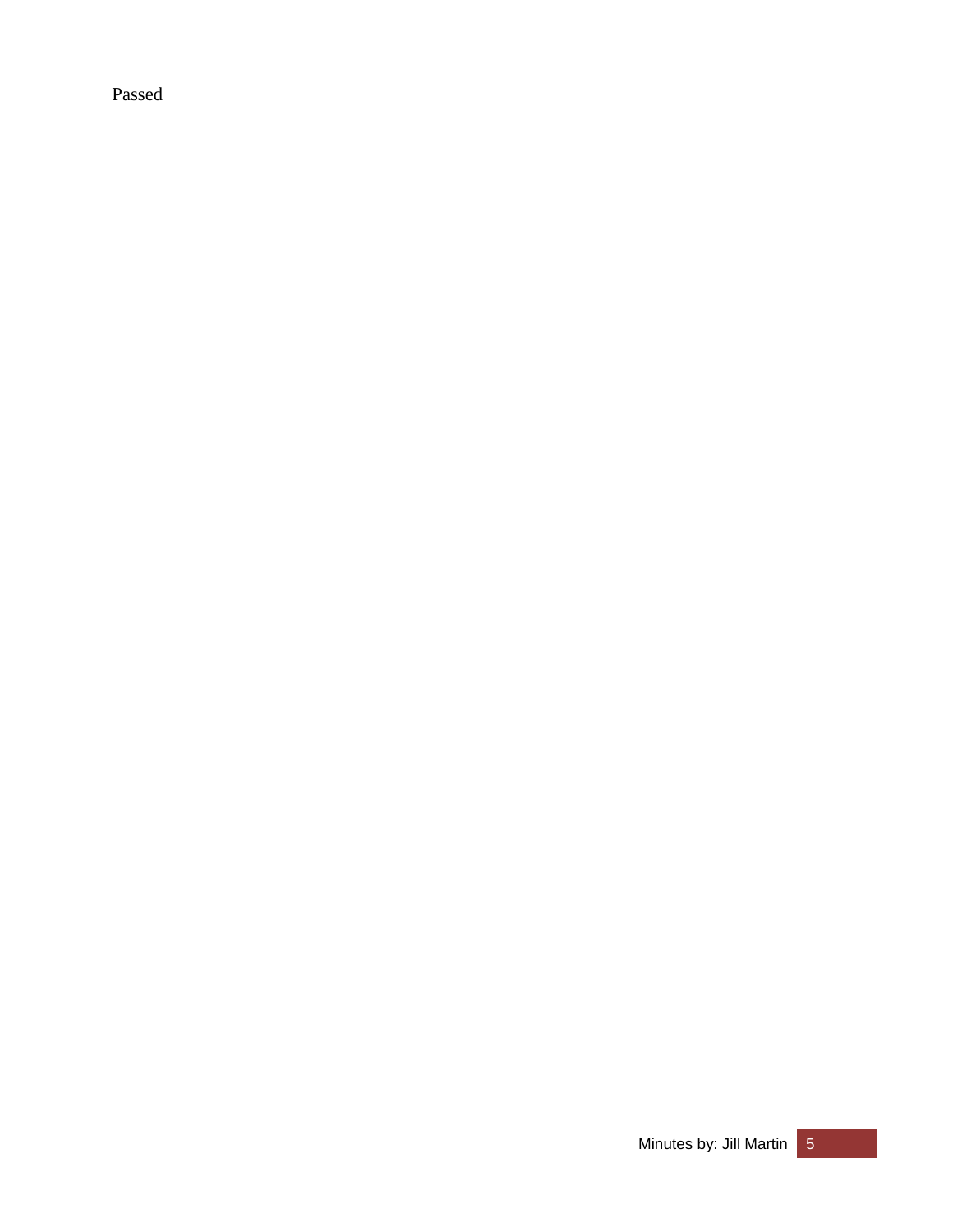Passed